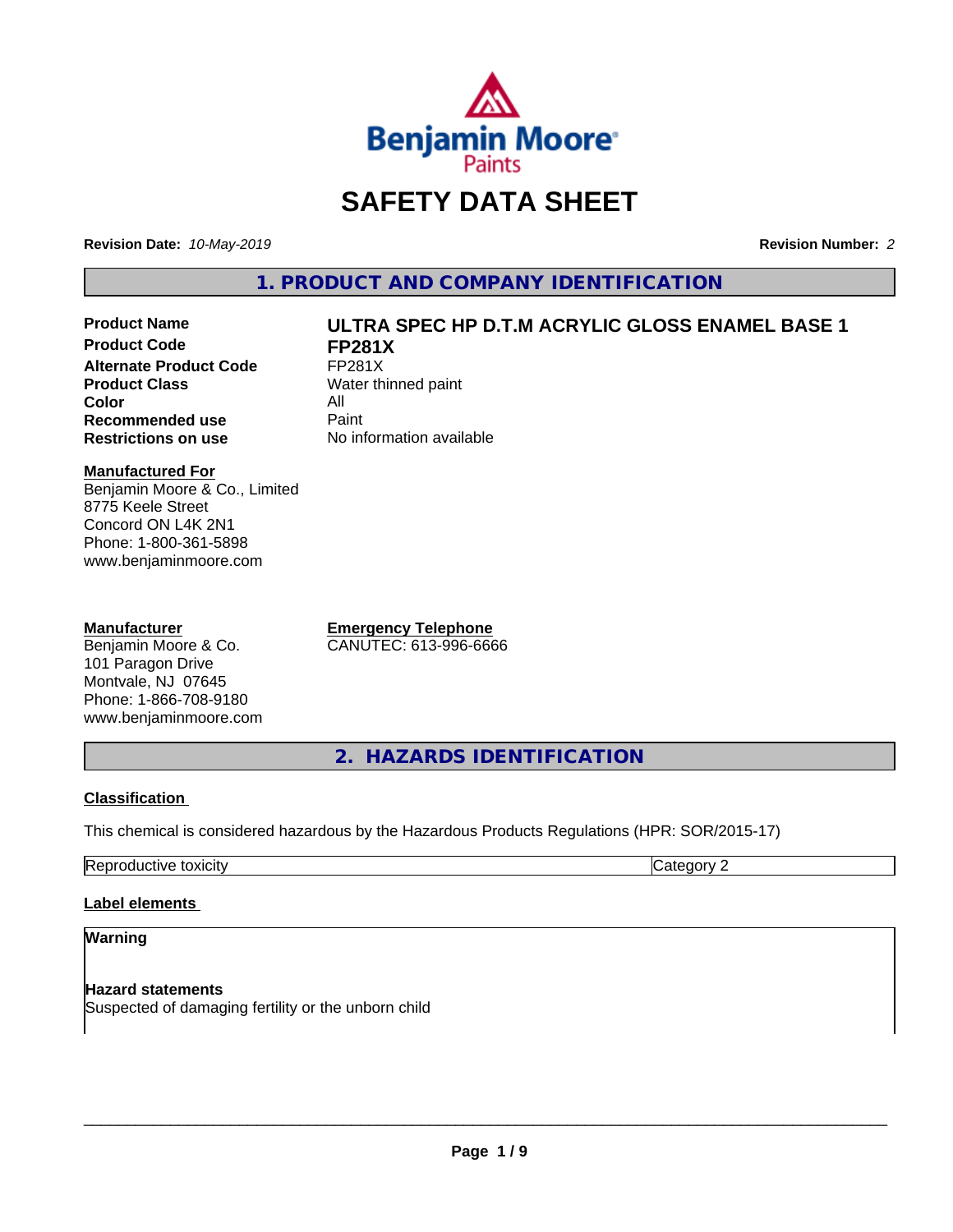# SAFETY DATA SHEET

**Revision Date:** *10-May-2019*

**Revision Number:** *2*

## 1. PRODUCT AND COMPANY IDENTIFICATION

| | |
|---|---|
| **Product Name** | **ULTRA SPEC HP D.T.M ACRYLIC GLOSS ENAMEL BASE 1** |
| **Product Code** | **FP281X** |
| **Alternate Product Code** | FP281X |
| **Product Class** | Water thinned paint |
| **Color** | All |
| **Recommended use** | Paint |
| **Restrictions on use** | No information available |

**Manufactured For**
Benjamin Moore & Co., Limited
8775 Keele Street
Concord ON L4K 2N1
Phone: 1-800-361-5898
www.benjaminmoore.com

**Manufacturer**
Benjamin Moore & Co.
101 Paragon Drive
Montvale, NJ 07645
Phone: 1-866-708-9180
www.benjaminmoore.com

**Emergency Telephone**
CANUTEC: 613-996-6666

## 2. HAZARDS IDENTIFICATION

### Classification

This chemical is considered hazardous by the Hazardous Products Regulations (HPR: SOR/2015-17)

| | |
|---|---|
| Reproductive toxicity | Category 2 |

### Label elements

**Warning**

**Hazard statements**
Suspected of damaging fertility or the unborn child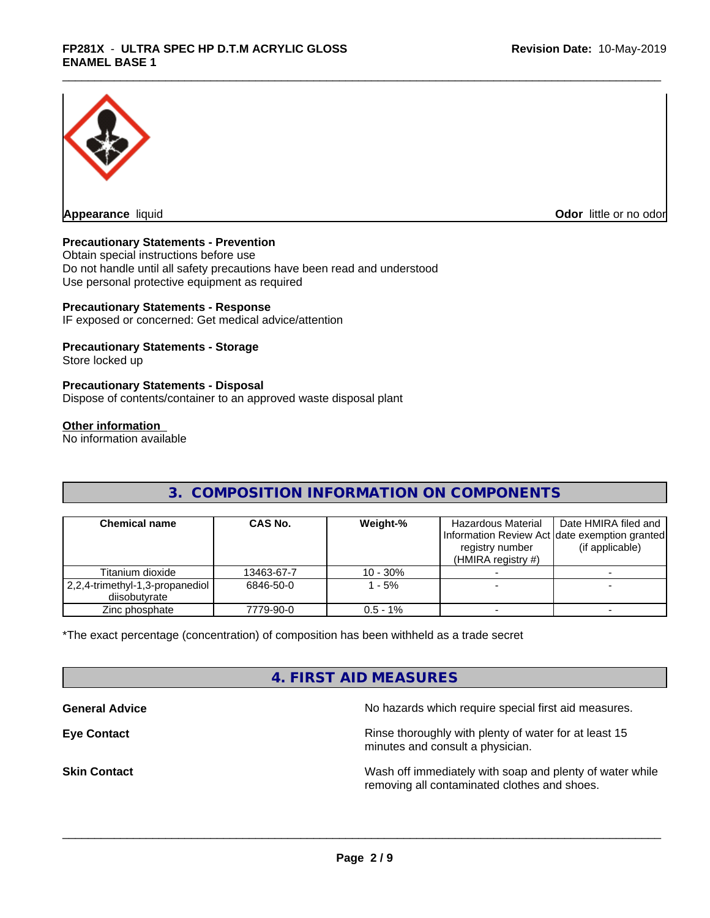**Appearance** liquid

**Odor** little or no odor

**Precautionary Statements - Prevention**
Obtain special instructions before use
Do not handle until all safety precautions have been read and understood
Use personal protective equipment as required

**Precautionary Statements - Response**
IF exposed or concerned: Get medical advice/attention

**Precautionary Statements - Storage**
Store locked up

**Precautionary Statements - Disposal**
Dispose of contents/container to an approved waste disposal plant

**Other information**
No information available

## 3. COMPOSITION INFORMATION ON COMPONENTS

| Chemical name | CAS No. | Weight-% | Hazardous Material Information Review Act registry number (HMIRA registry #) | Date HMIRA filed and date exemption granted (if applicable) |
|---|---|---|---|---|
| Titanium dioxide | 13463-67-7 | 10 - 30% | - | - |
| 2,2,4-trimethyl-1,3-propanediol diisobutyrate | 6846-50-0 | 1 - 5% | - | - |
| Zinc phosphate | 7779-90-0 | 0.5 - 1% | - | - |

*The exact percentage (concentration) of composition has been withheld as a trade secret

## 4. FIRST AID MEASURES

**General Advice**
No hazards which require special first aid measures.

**Eye Contact**
Rinse thoroughly with plenty of water for at least 15 minutes and consult a physician.

**Skin Contact**
Wash off immediately with soap and plenty of water while removing all contaminated clothes and shoes.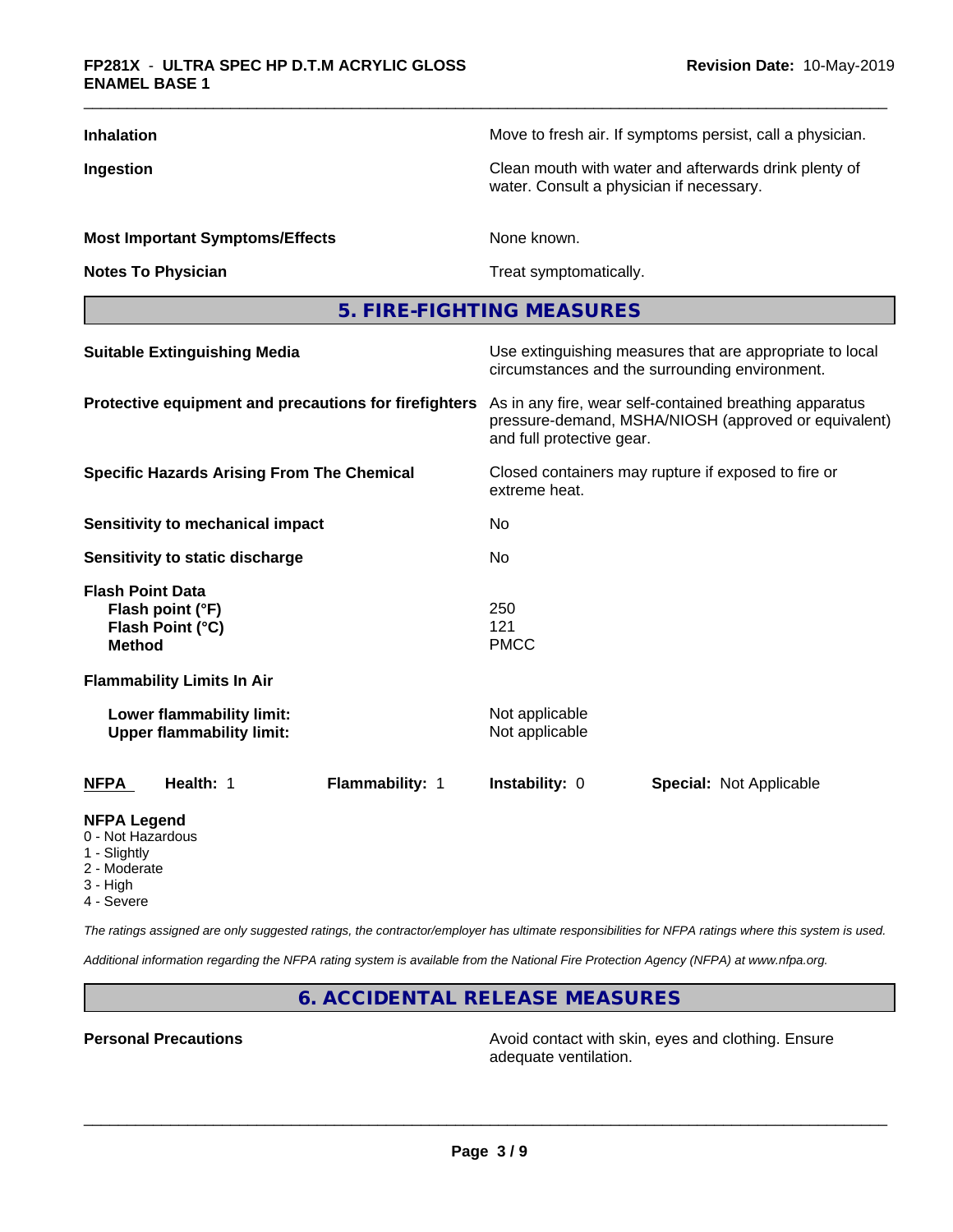| | |
|---|---|
| **Inhalation** | Move to fresh air. If symptoms persist, call a physician. |
| **Ingestion** | Clean mouth with water and afterwards drink plenty of water. Consult a physician if necessary. |
| **Most Important Symptoms/Effects** | None known. |
| **Notes To Physician** | Treat symptomatically. |

## 5. FIRE-FIGHTING MEASURES

| | |
|---|---|
| **Suitable Extinguishing Media** | Use extinguishing measures that are appropriate to local circumstances and the surrounding environment. |
| **Protective equipment and precautions for firefighters** | As in any fire, wear self-contained breathing apparatus pressure-demand, MSHA/NIOSH (approved or equivalent) and full protective gear. |
| **Specific Hazards Arising From The Chemical** | Closed containers may rupture if exposed to fire or extreme heat. |
| **Sensitivity to mechanical impact** | No |
| **Sensitivity to static discharge** | No |

**Flash Point Data**

| | |
|---|---|
| **Flash point (°F)** | 250 |
| **Flash Point (°C)** | 121 |
| **Method** | PMCC |

**Flammability Limits In Air**

| | |
|---|---|
| **Lower flammability limit:** | Not applicable |
| **Upper flammability limit:** | Not applicable |

| **NFPA** | **Health:** 1 | **Flammability:** 1 | **Instability:** 0 | **Special:** Not Applicable |
|---|---|---|---|---|

**NFPA Legend**
- 0 - Not Hazardous
- 1 - Slightly
- 2 - Moderate
- 3 - High
- 4 - Severe

*The ratings assigned are only suggested ratings, the contractor/employer has ultimate responsibilities for NFPA ratings where this system is used.*

*Additional information regarding the NFPA rating system is available from the National Fire Protection Agency (NFPA) at www.nfpa.org.*

## 6. ACCIDENTAL RELEASE MEASURES

| | |
|---|---|
| **Personal Precautions** | Avoid contact with skin, eyes and clothing. Ensure adequate ventilation. |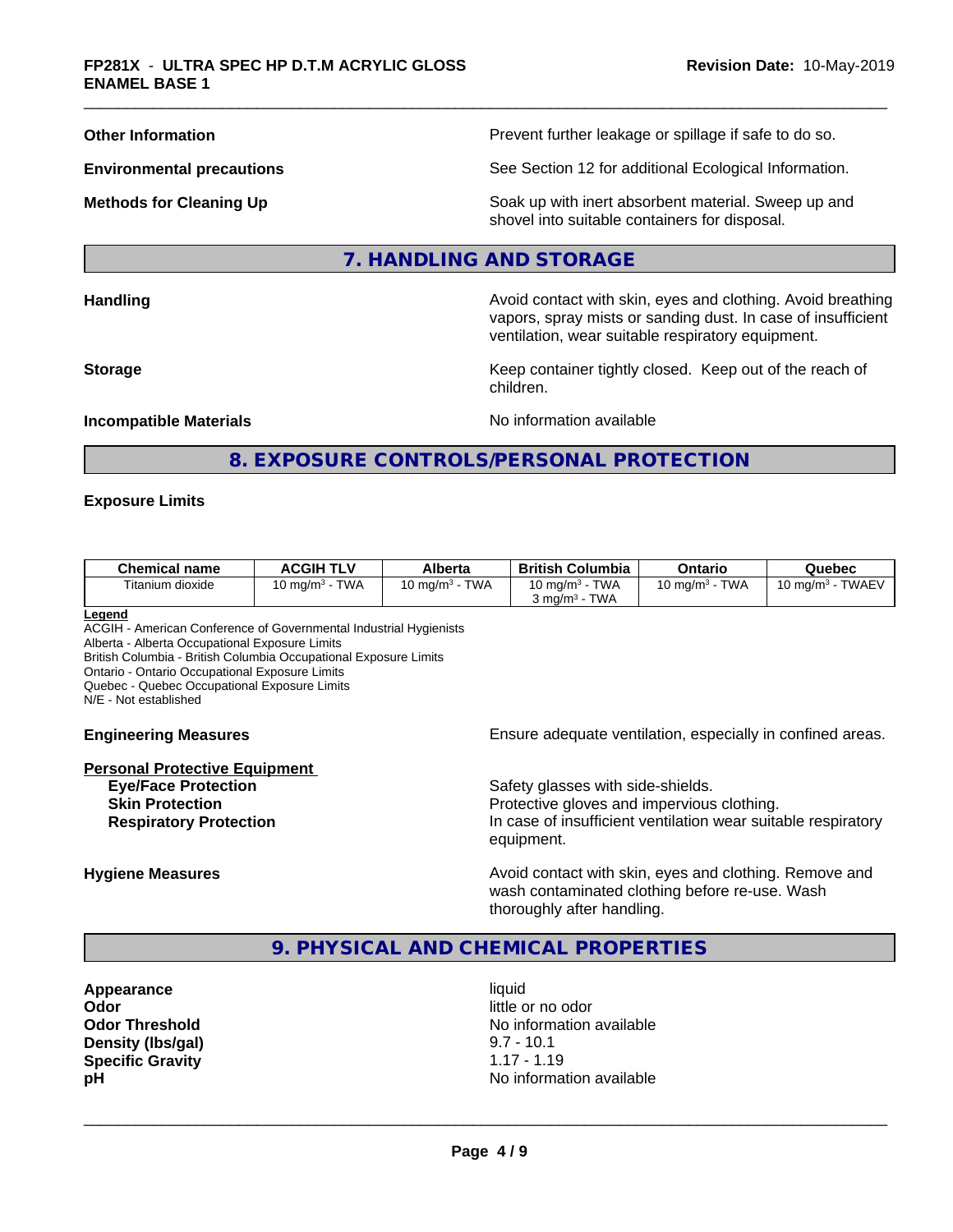| | |
|---|---|
| **Other Information** | Prevent further leakage or spillage if safe to do so. |
| **Environmental precautions** | See Section 12 for additional Ecological Information. |
| **Methods for Cleaning Up** | Soak up with inert absorbent material. Sweep up and shovel into suitable containers for disposal. |

## 7. HANDLING AND STORAGE

| | |
|---|---|
| **Handling** | Avoid contact with skin, eyes and clothing. Avoid breathing vapors, spray mists or sanding dust. In case of insufficient ventilation, wear suitable respiratory equipment. |
| **Storage** | Keep container tightly closed. Keep out of the reach of children. |
| **Incompatible Materials** | No information available |

## 8. EXPOSURE CONTROLS/PERSONAL PROTECTION

**Exposure Limits**

| Chemical name | ACGIH TLV | Alberta | British Columbia | Ontario | Quebec |
|---|---|---|---|---|---|
| Titanium dioxide | 10 mg/m³ - TWA | 10 mg/m³ - TWA | 10 mg/m³ - TWA<br>3 mg/m³ - TWA | 10 mg/m³ - TWA | 10 mg/m³ - TWAEV |

**Legend**
ACGIH - American Conference of Governmental Industrial Hygienists
Alberta - Alberta Occupational Exposure Limits
British Columbia - British Columbia Occupational Exposure Limits
Ontario - Ontario Occupational Exposure Limits
Quebec - Quebec Occupational Exposure Limits
N/E - Not established

**Engineering Measures** — Ensure adequate ventilation, especially in confined areas.

**Personal Protective Equipment**

| | |
|---|---|
| **Eye/Face Protection** | Safety glasses with side-shields. |
| **Skin Protection** | Protective gloves and impervious clothing. |
| **Respiratory Protection** | In case of insufficient ventilation wear suitable respiratory equipment. |

**Hygiene Measures** — Avoid contact with skin, eyes and clothing. Remove and wash contaminated clothing before re-use. Wash thoroughly after handling.

## 9. PHYSICAL AND CHEMICAL PROPERTIES

| | |
|---|---|
| **Appearance** | liquid |
| **Odor** | little or no odor |
| **Odor Threshold** | No information available |
| **Density (lbs/gal)** | 9.7 - 10.1 |
| **Specific Gravity** | 1.17 - 1.19 |
| **pH** | No information available |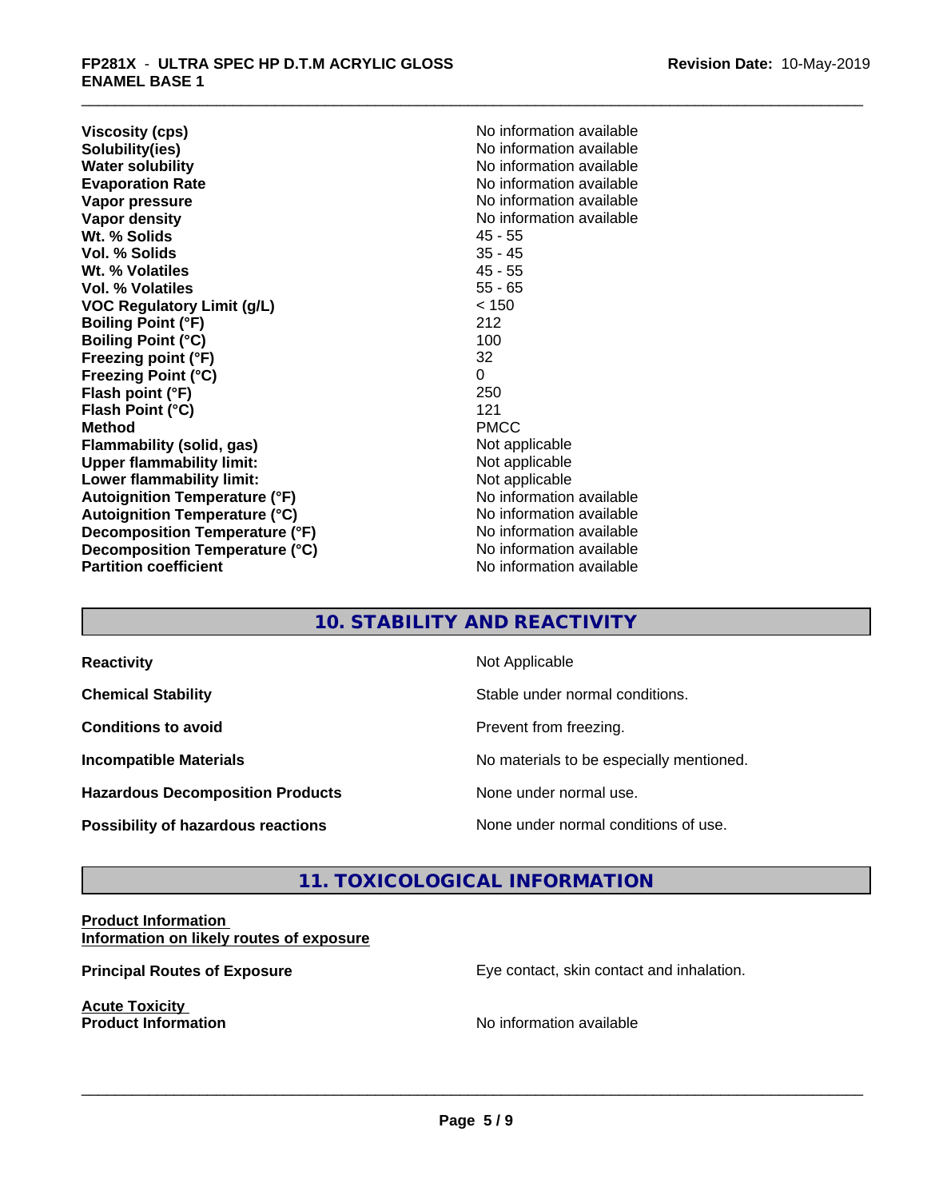| | |
|---|---|
| **Viscosity (cps)** | No information available |
| **Solubility(ies)** | No information available |
| **Water solubility** | No information available |
| **Evaporation Rate** | No information available |
| **Vapor pressure** | No information available |
| **Vapor density** | No information available |
| **Wt. % Solids** | 45 - 55 |
| **Vol. % Solids** | 35 - 45 |
| **Wt. % Volatiles** | 45 - 55 |
| **Vol. % Volatiles** | 55 - 65 |
| **VOC Regulatory Limit (g/L)** | < 150 |
| **Boiling Point (°F)** | 212 |
| **Boiling Point (°C)** | 100 |
| **Freezing point (°F)** | 32 |
| **Freezing Point (°C)** | 0 |
| **Flash point (°F)** | 250 |
| **Flash Point (°C)** | 121 |
| **Method** | PMCC |
| **Flammability (solid, gas)** | Not applicable |
| **Upper flammability limit:** | Not applicable |
| **Lower flammability limit:** | Not applicable |
| **Autoignition Temperature (°F)** | No information available |
| **Autoignition Temperature (°C)** | No information available |
| **Decomposition Temperature (°F)** | No information available |
| **Decomposition Temperature (°C)** | No information available |
| **Partition coefficient** | No information available |

## 10. STABILITY AND REACTIVITY

| | |
|---|---|
| **Reactivity** | Not Applicable |
| **Chemical Stability** | Stable under normal conditions. |
| **Conditions to avoid** | Prevent from freezing. |
| **Incompatible Materials** | No materials to be especially mentioned. |
| **Hazardous Decomposition Products** | None under normal use. |
| **Possibility of hazardous reactions** | None under normal conditions of use. |

## 11. TOXICOLOGICAL INFORMATION

**Product Information**
**Information on likely routes of exposure**

**Principal Routes of Exposure** Eye contact, skin contact and inhalation.

**Acute Toxicity**
**Product Information** No information available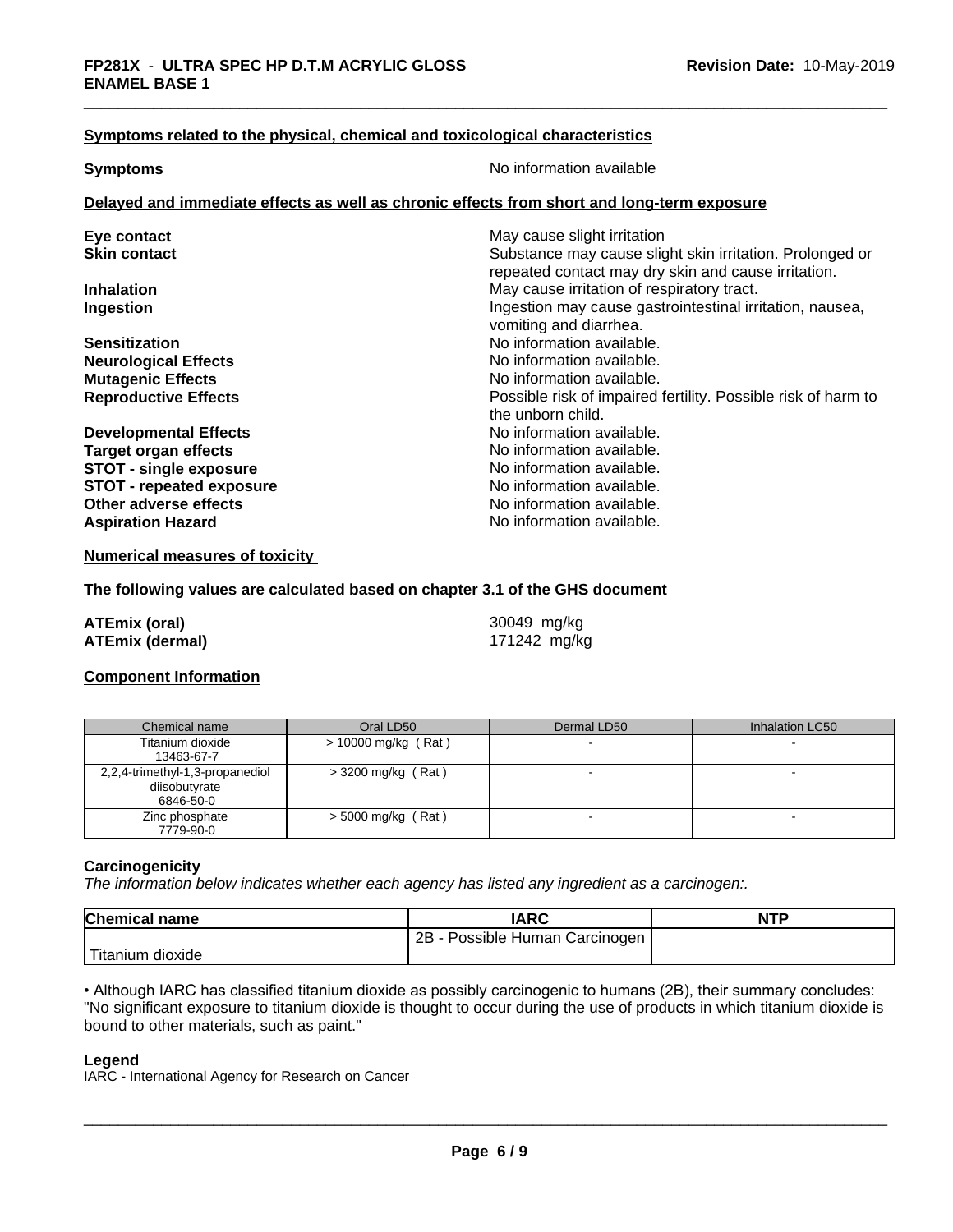**Symptoms related to the physical, chemical and toxicological characteristics**

| | |
|---|---|
| **Symptoms** | No information available |

**Delayed and immediate effects as well as chronic effects from short and long-term exposure**

| | |
|---|---|
| **Eye contact** | May cause slight irritation |
| **Skin contact** | Substance may cause slight skin irritation. Prolonged or repeated contact may dry skin and cause irritation. |
| **Inhalation** | May cause irritation of respiratory tract. |
| **Ingestion** | Ingestion may cause gastrointestinal irritation, nausea, vomiting and diarrhea. |
| **Sensitization** | No information available. |
| **Neurological Effects** | No information available. |
| **Mutagenic Effects** | No information available. |
| **Reproductive Effects** | Possible risk of impaired fertility. Possible risk of harm to the unborn child. |
| **Developmental Effects** | No information available. |
| **Target organ effects** | No information available. |
| **STOT - single exposure** | No information available. |
| **STOT - repeated exposure** | No information available. |
| **Other adverse effects** | No information available. |
| **Aspiration Hazard** | No information available. |

**Numerical measures of toxicity**

**The following values are calculated based on chapter 3.1 of the GHS document**

| | |
|---|---|
| **ATEmix (oral)** | 30049 mg/kg |
| **ATEmix (dermal)** | 171242 mg/kg |

**Component Information**

| Chemical name | Oral LD50 | Dermal LD50 | Inhalation LC50 |
|---|---|---|---|
| Titanium dioxide 13463-67-7 | > 10000 mg/kg ( Rat ) | - | - |
| 2,2,4-trimethyl-1,3-propanediol diisobutyrate 6846-50-0 | > 3200 mg/kg ( Rat ) | - | - |
| Zinc phosphate 7779-90-0 | > 5000 mg/kg ( Rat ) | - | - |

**Carcinogenicity**

*The information below indicates whether each agency has listed any ingredient as a carcinogen:.*

| Chemical name | IARC | NTP |
|---|---|---|
| Titanium dioxide | 2B - Possible Human Carcinogen | |

• Although IARC has classified titanium dioxide as possibly carcinogenic to humans (2B), their summary concludes: "No significant exposure to titanium dioxide is thought to occur during the use of products in which titanium dioxide is bound to other materials, such as paint."

**Legend**

IARC - International Agency for Research on Cancer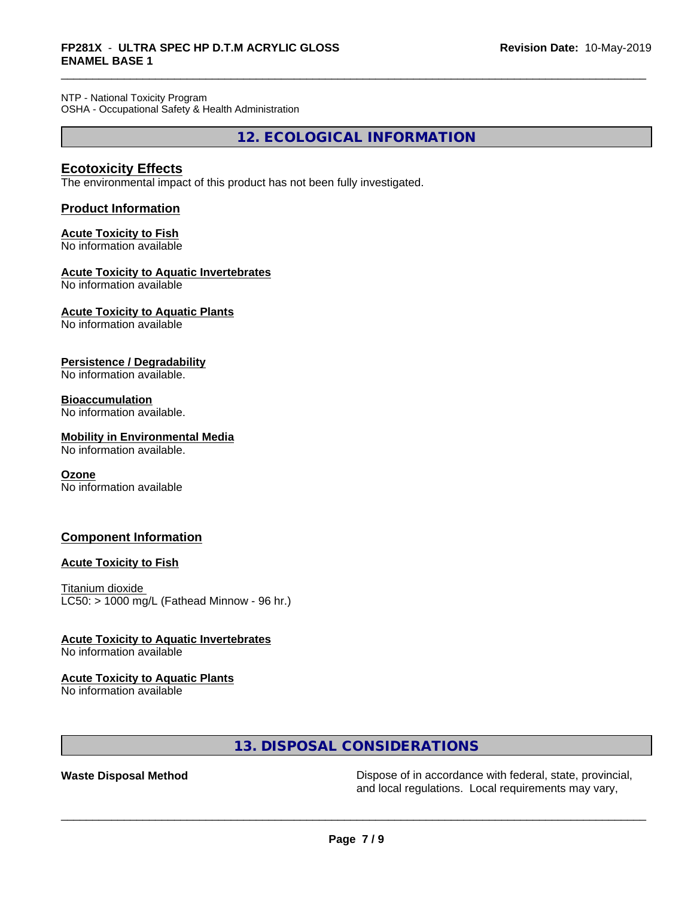NTP - National Toxicity Program
OSHA - Occupational Safety & Health Administration

## 12. ECOLOGICAL INFORMATION

### Ecotoxicity Effects

The environmental impact of this product has not been fully investigated.

### Product Information

**Acute Toxicity to Fish**
No information available

**Acute Toxicity to Aquatic Invertebrates**
No information available

**Acute Toxicity to Aquatic Plants**
No information available

**Persistence / Degradability**
No information available.

**Bioaccumulation**
No information available.

**Mobility in Environmental Media**
No information available.

**Ozone**
No information available

### Component Information

**Acute Toxicity to Fish**

Titanium dioxide
LC50: > 1000 mg/L (Fathead Minnow - 96 hr.)

**Acute Toxicity to Aquatic Invertebrates**
No information available

**Acute Toxicity to Aquatic Plants**
No information available

## 13. DISPOSAL CONSIDERATIONS

**Waste Disposal Method** Dispose of in accordance with federal, state, provincial, and local regulations. Local requirements may vary,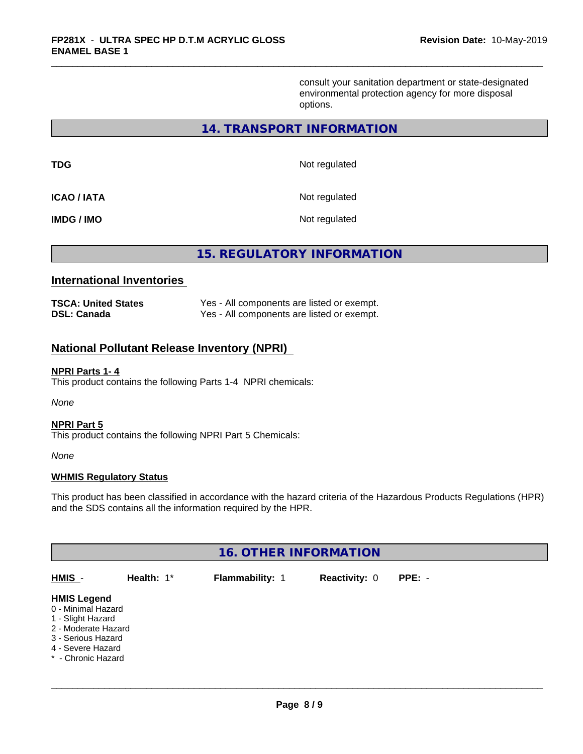consult your sanitation department or state-designated environmental protection agency for more disposal options.

## 14. TRANSPORT INFORMATION

| | |
|---|---|
| **TDG** | Not regulated |
| **ICAO / IATA** | Not regulated |
| **IMDG / IMO** | Not regulated |

## 15. REGULATORY INFORMATION

### International Inventories

| | |
|---|---|
| **TSCA: United States** | Yes - All components are listed or exempt. |
| **DSL: Canada** | Yes - All components are listed or exempt. |

### National Pollutant Release Inventory (NPRI)

**NPRI Parts 1- 4**

This product contains the following Parts 1-4 NPRI chemicals:

*None*

**NPRI Part 5**

This product contains the following NPRI Part 5 Chemicals:

*None*

**WHMIS Regulatory Status**

This product has been classified in accordance with the hazard criteria of the Hazardous Products Regulations (HPR) and the SDS contains all the information required by the HPR.

## 16. OTHER INFORMATION

| HMIS - | Health: 1* | Flammability: 1 | Reactivity: 0 | PPE: - |
|---|---|---|---|---|

**HMIS Legend**

0 - Minimal Hazard
1 - Slight Hazard
2 - Moderate Hazard
3 - Serious Hazard
4 - Severe Hazard
* - Chronic Hazard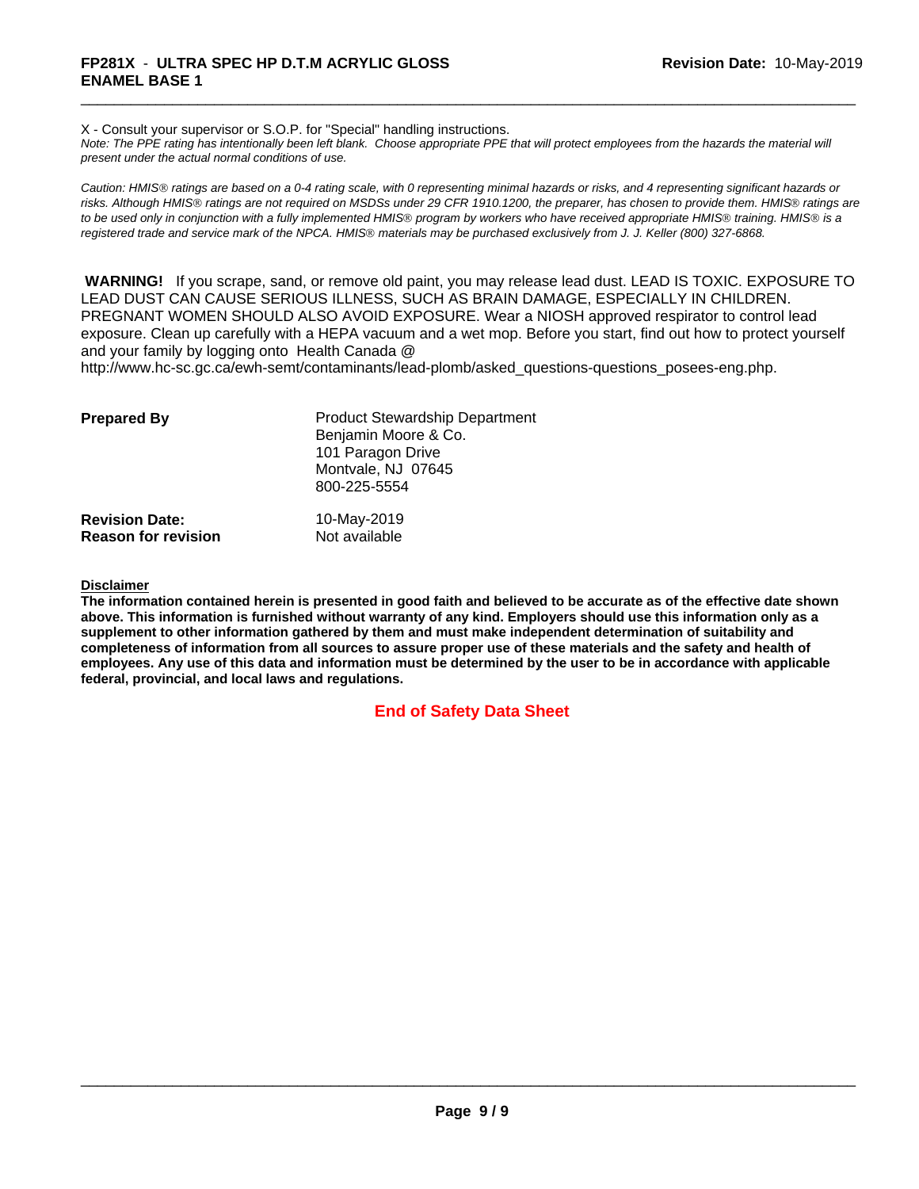X - Consult your supervisor or S.O.P. for "Special" handling instructions.

*Note: The PPE rating has intentionally been left blank. Choose appropriate PPE that will protect employees from the hazards the material will present under the actual normal conditions of use.*

*Caution: HMIS® ratings are based on a 0-4 rating scale, with 0 representing minimal hazards or risks, and 4 representing significant hazards or risks. Although HMIS® ratings are not required on MSDSs under 29 CFR 1910.1200, the preparer, has chosen to provide them. HMIS® ratings are to be used only in conjunction with a fully implemented HMIS® program by workers who have received appropriate HMIS® training. HMIS® is a registered trade and service mark of the NPCA. HMIS® materials may be purchased exclusively from J. J. Keller (800) 327-6868.*

**WARNING!** If you scrape, sand, or remove old paint, you may release lead dust. LEAD IS TOXIC. EXPOSURE TO LEAD DUST CAN CAUSE SERIOUS ILLNESS, SUCH AS BRAIN DAMAGE, ESPECIALLY IN CHILDREN. PREGNANT WOMEN SHOULD ALSO AVOID EXPOSURE. Wear a NIOSH approved respirator to control lead exposure. Clean up carefully with a HEPA vacuum and a wet mop. Before you start, find out how to protect yourself and your family by logging onto Health Canada @ http://www.hc-sc.gc.ca/ewh-semt/contaminants/lead-plomb/asked_questions-questions_posees-eng.php.

| | |
|---|---|
| **Prepared By** | Product Stewardship Department<br>Benjamin Moore & Co.<br>101 Paragon Drive<br>Montvale, NJ 07645<br>800-225-5554 |
| **Revision Date:** | 10-May-2019 |
| **Reason for revision** | Not available |

**Disclaimer**

**The information contained herein is presented in good faith and believed to be accurate as of the effective date shown above. This information is furnished without warranty of any kind. Employers should use this information only as a supplement to other information gathered by them and must make independent determination of suitability and completeness of information from all sources to assure proper use of these materials and the safety and health of employees. Any use of this data and information must be determined by the user to be in accordance with applicable federal, provincial, and local laws and regulations.**

**End of Safety Data Sheet**